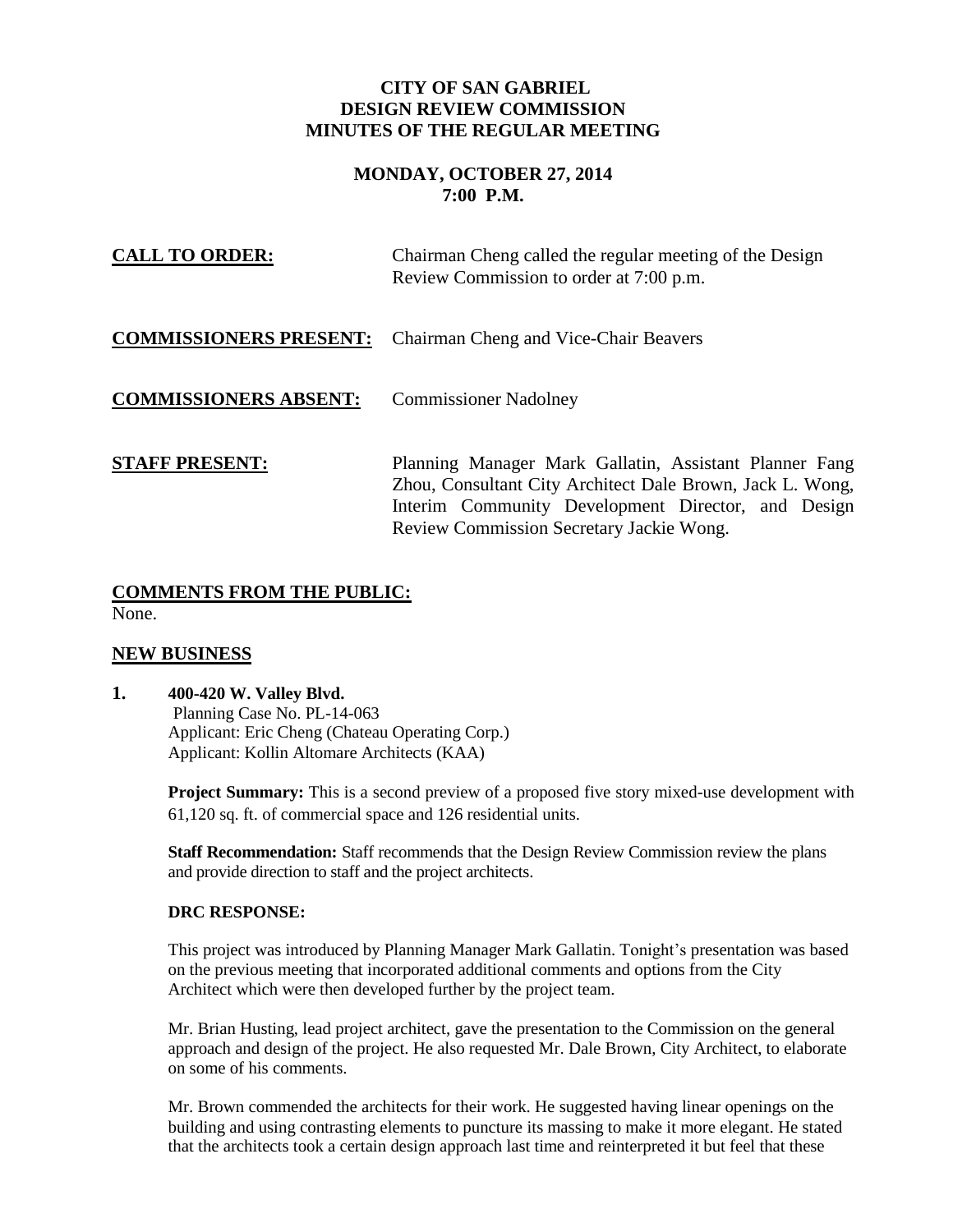# CITY OF SAN GABRIEL
# DESIGN REVIEW COMMISSION
# MINUTES OF THE REGULAR MEETING

**MONDAY, OCTOBER 27, 2014**
**7:00 P.M.**

**CALL TO ORDER:** Chairman Cheng called the regular meeting of the Design Review Commission to order at 7:00 p.m.

**COMMISSIONERS PRESENT:** Chairman Cheng and Vice-Chair Beavers

**COMMISSIONERS ABSENT:** Commissioner Nadolney

**STAFF PRESENT:** Planning Manager Mark Gallatin, Assistant Planner Fang Zhou, Consultant City Architect Dale Brown, Jack L. Wong, Interim Community Development Director, and Design Review Commission Secretary Jackie Wong.

## COMMENTS FROM THE PUBLIC:

None.

## NEW BUSINESS

**1. 400-420 W. Valley Blvd.**
Planning Case No. PL-14-063
Applicant: Eric Cheng (Chateau Operating Corp.)
Applicant: Kollin Altomare Architects (KAA)

**Project Summary:** This is a second preview of a proposed five story mixed-use development with 61,120 sq. ft. of commercial space and 126 residential units.

**Staff Recommendation:** Staff recommends that the Design Review Commission review the plans and provide direction to staff and the project architects.

**DRC RESPONSE:**

This project was introduced by Planning Manager Mark Gallatin. Tonight's presentation was based on the previous meeting that incorporated additional comments and options from the City Architect which were then developed further by the project team.

Mr. Brian Husting, lead project architect, gave the presentation to the Commission on the general approach and design of the project. He also requested Mr. Dale Brown, City Architect, to elaborate on some of his comments.

Mr. Brown commended the architects for their work. He suggested having linear openings on the building and using contrasting elements to puncture its massing to make it more elegant. He stated that the architects took a certain design approach last time and reinterpreted it but feel that these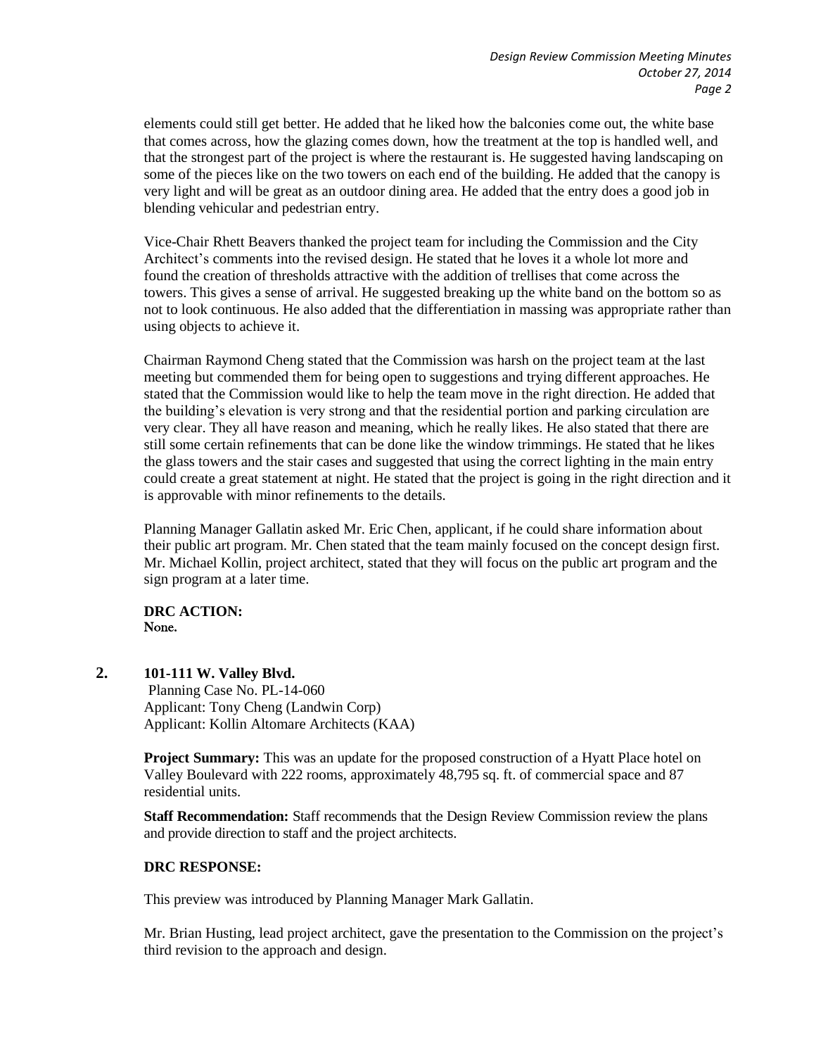elements could still get better. He added that he liked how the balconies come out, the white base that comes across, how the glazing comes down, how the treatment at the top is handled well, and that the strongest part of the project is where the restaurant is. He suggested having landscaping on some of the pieces like on the two towers on each end of the building. He added that the canopy is very light and will be great as an outdoor dining area. He added that the entry does a good job in blending vehicular and pedestrian entry.

Vice-Chair Rhett Beavers thanked the project team for including the Commission and the City Architect's comments into the revised design. He stated that he loves it a whole lot more and found the creation of thresholds attractive with the addition of trellises that come across the towers. This gives a sense of arrival. He suggested breaking up the white band on the bottom so as not to look continuous. He also added that the differentiation in massing was appropriate rather than using objects to achieve it.

Chairman Raymond Cheng stated that the Commission was harsh on the project team at the last meeting but commended them for being open to suggestions and trying different approaches. He stated that the Commission would like to help the team move in the right direction. He added that the building's elevation is very strong and that the residential portion and parking circulation are very clear. They all have reason and meaning, which he really likes. He also stated that there are still some certain refinements that can be done like the window trimmings. He stated that he likes the glass towers and the stair cases and suggested that using the correct lighting in the main entry could create a great statement at night. He stated that the project is going in the right direction and it is approvable with minor refinements to the details.

Planning Manager Gallatin asked Mr. Eric Chen, applicant, if he could share information about their public art program. Mr. Chen stated that the team mainly focused on the concept design first. Mr. Michael Kollin, project architect, stated that they will focus on the public art program and the sign program at a later time.

**DRC ACTION:**
None.

**2. 101-111 W. Valley Blvd.**
Planning Case No. PL-14-060
Applicant: Tony Cheng (Landwin Corp)
Applicant: Kollin Altomare Architects (KAA)

**Project Summary:** This was an update for the proposed construction of a Hyatt Place hotel on Valley Boulevard with 222 rooms, approximately 48,795 sq. ft. of commercial space and 87 residential units.

**Staff Recommendation:** Staff recommends that the Design Review Commission review the plans and provide direction to staff and the project architects.

**DRC RESPONSE:**

This preview was introduced by Planning Manager Mark Gallatin.

Mr. Brian Husting, lead project architect, gave the presentation to the Commission on the project's third revision to the approach and design.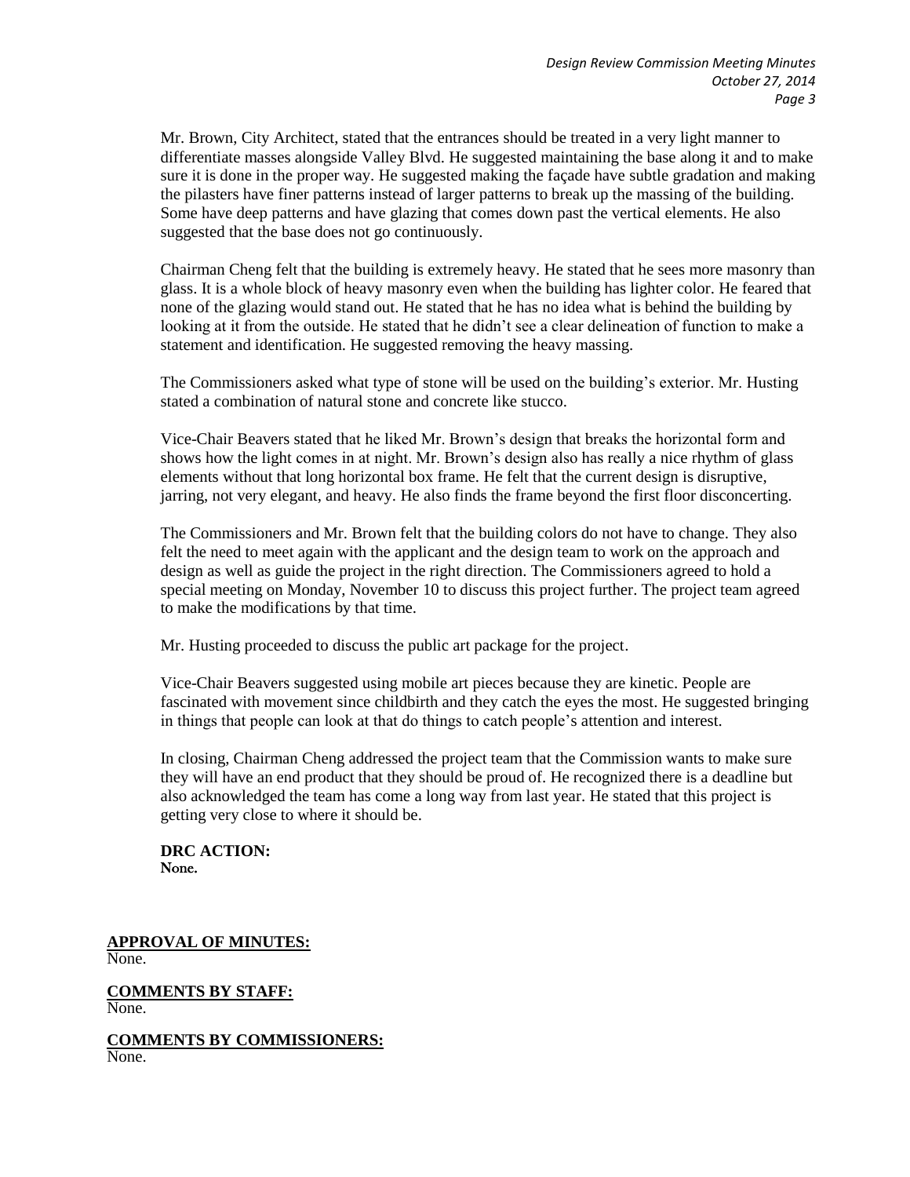Mr. Brown, City Architect, stated that the entrances should be treated in a very light manner to differentiate masses alongside Valley Blvd. He suggested maintaining the base along it and to make sure it is done in the proper way. He suggested making the façade have subtle gradation and making the pilasters have finer patterns instead of larger patterns to break up the massing of the building. Some have deep patterns and have glazing that comes down past the vertical elements. He also suggested that the base does not go continuously.

Chairman Cheng felt that the building is extremely heavy. He stated that he sees more masonry than glass. It is a whole block of heavy masonry even when the building has lighter color. He feared that none of the glazing would stand out. He stated that he has no idea what is behind the building by looking at it from the outside. He stated that he didn't see a clear delineation of function to make a statement and identification. He suggested removing the heavy massing.

The Commissioners asked what type of stone will be used on the building's exterior. Mr. Husting stated a combination of natural stone and concrete like stucco.

Vice-Chair Beavers stated that he liked Mr. Brown's design that breaks the horizontal form and shows how the light comes in at night. Mr. Brown's design also has really a nice rhythm of glass elements without that long horizontal box frame. He felt that the current design is disruptive, jarring, not very elegant, and heavy. He also finds the frame beyond the first floor disconcerting.

The Commissioners and Mr. Brown felt that the building colors do not have to change. They also felt the need to meet again with the applicant and the design team to work on the approach and design as well as guide the project in the right direction. The Commissioners agreed to hold a special meeting on Monday, November 10 to discuss this project further. The project team agreed to make the modifications by that time.

Mr. Husting proceeded to discuss the public art package for the project.

Vice-Chair Beavers suggested using mobile art pieces because they are kinetic. People are fascinated with movement since childbirth and they catch the eyes the most. He suggested bringing in things that people can look at that do things to catch people's attention and interest.

In closing, Chairman Cheng addressed the project team that the Commission wants to make sure they will have an end product that they should be proud of. He recognized there is a deadline but also acknowledged the team has come a long way from last year. He stated that this project is getting very close to where it should be.

**DRC ACTION:**
**None.**

**APPROVAL OF MINUTES:**
None.

**COMMENTS BY STAFF:**
None.

**COMMENTS BY COMMISSIONERS:**
None.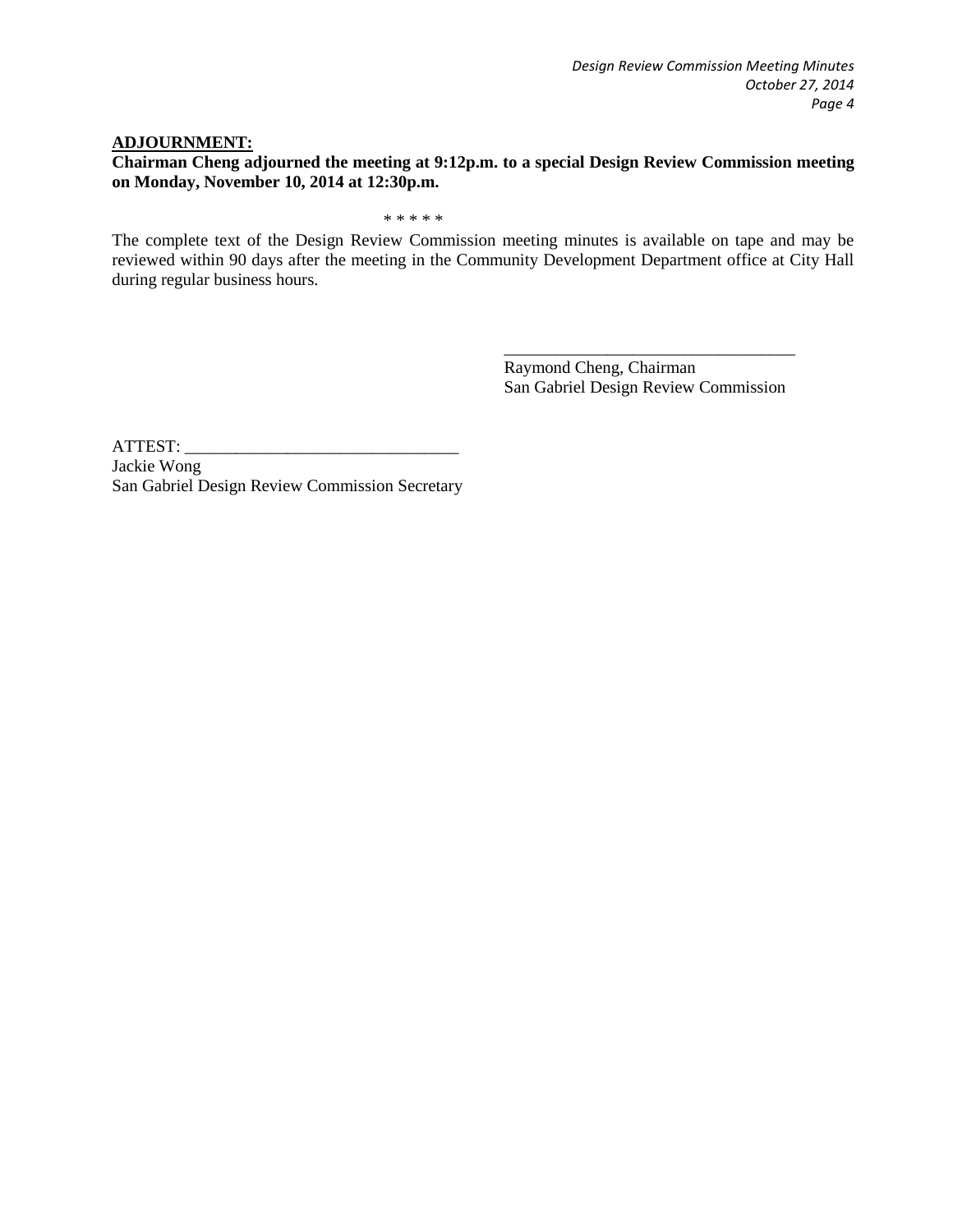**ADJOURNMENT:**

**Chairman Cheng adjourned the meeting at 9:12p.m. to a special Design Review Commission meeting on Monday, November 10, 2014 at 12:30p.m.**

* * * * *

The complete text of the Design Review Commission meeting minutes is available on tape and may be reviewed within 90 days after the meeting in the Community Development Department office at City Hall during regular business hours.

__________________________________
Raymond Cheng, Chairman
San Gabriel Design Review Commission

ATTEST: ________________________________
Jackie Wong
San Gabriel Design Review Commission Secretary